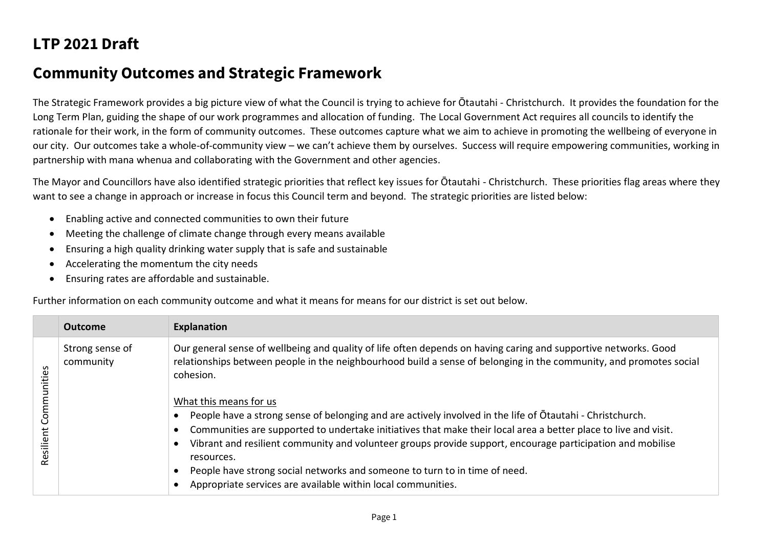# LTP 2021 Draft

# Community Outcomes and Strategic Framework

The Strategic Framework provides a big picture view of what the Council is trying to achieve for Ōtautahi - Christchurch. It provides the foundation for the Long Term Plan, guiding the shape of our work programmes and allocation of funding. The Local Government Act requires all councils to identify the rationale for their work, in the form of community outcomes. These outcomes capture what we aim to achieve in promoting the wellbeing of everyone in our city. Our outcomes take a whole-of-community view – we can't achieve them by ourselves. Success will require empowering communities, working in partnership with mana whenua and collaborating with the Government and other agencies.

The Mayor and Councillors have also identified strategic priorities that reflect key issues for Ōtautahi - Christchurch. These priorities flag areas where they want to see a change in approach or increase in focus this Council term and beyond. The strategic priorities are listed below:

- Enabling active and connected communities to own their future
- Meeting the challenge of climate change through every means available
- Ensuring a high quality drinking water supply that is safe and sustainable
- Accelerating the momentum the city needs
- Ensuring rates are affordable and sustainable.

Further information on each community outcome and what it means for means for our district is set out below.

| | Outcome | Explanation |
|---|---|---|
| Resilient Communities | Strong sense of community | Our general sense of wellbeing and quality of life often depends on having caring and supportive networks. Good relationships between people in the neighbourhood build a sense of belonging in the community, and promotes social cohesion.<br><br><u>What this means for us</u><br>• People have a strong sense of belonging and are actively involved in the life of Ōtautahi - Christchurch.<br>• Communities are supported to undertake initiatives that make their local area a better place to live and visit.<br>• Vibrant and resilient community and volunteer groups provide support, encourage participation and mobilise resources.<br>• People have strong social networks and someone to turn to in time of need.<br>• Appropriate services are available within local communities. |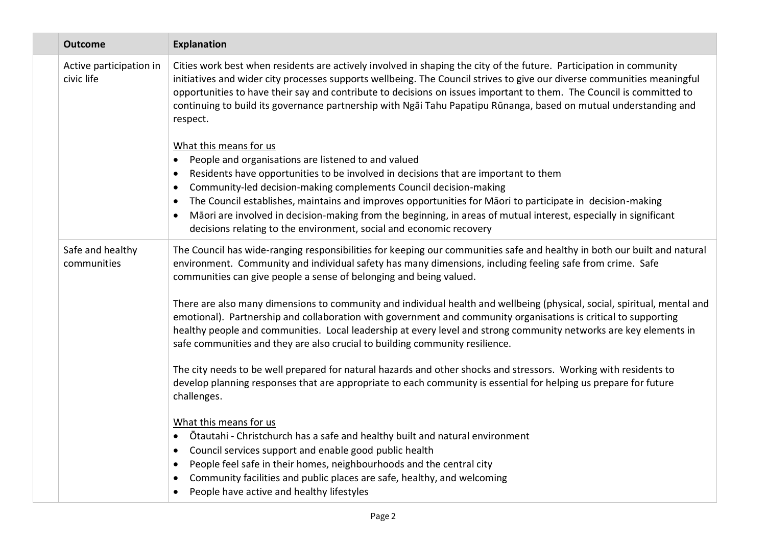| | Outcome | Explanation |
|---|---|---|
| | Active participation in civic life | Cities work best when residents are actively involved in shaping the city of the future. Participation in community initiatives and wider city processes supports wellbeing. The Council strives to give our diverse communities meaningful opportunities to have their say and contribute to decisions on issues important to them. The Council is committed to continuing to build its governance partnership with Ngāi Tahu Papatipu Rūnanga, based on mutual understanding and respect.<br><br><u>What this means for us</u><br>• People and organisations are listened to and valued<br>• Residents have opportunities to be involved in decisions that are important to them<br>• Community-led decision-making complements Council decision-making<br>• The Council establishes, maintains and improves opportunities for Māori to participate in decision-making<br>• Māori are involved in decision-making from the beginning, in areas of mutual interest, especially in significant decisions relating to the environment, social and economic recovery |
| | Safe and healthy communities | The Council has wide-ranging responsibilities for keeping our communities safe and healthy in both our built and natural environment. Community and individual safety has many dimensions, including feeling safe from crime. Safe communities can give people a sense of belonging and being valued.<br><br>There are also many dimensions to community and individual health and wellbeing (physical, social, spiritual, mental and emotional). Partnership and collaboration with government and community organisations is critical to supporting healthy people and communities. Local leadership at every level and strong community networks are key elements in safe communities and they are also crucial to building community resilience.<br><br>The city needs to be well prepared for natural hazards and other shocks and stressors. Working with residents to develop planning responses that are appropriate to each community is essential for helping us prepare for future challenges.<br><br><u>What this means for us</u><br>• Ōtautahi - Christchurch has a safe and healthy built and natural environment<br>• Council services support and enable good public health<br>• People feel safe in their homes, neighbourhoods and the central city<br>• Community facilities and public places are safe, healthy, and welcoming<br>• People have active and healthy lifestyles |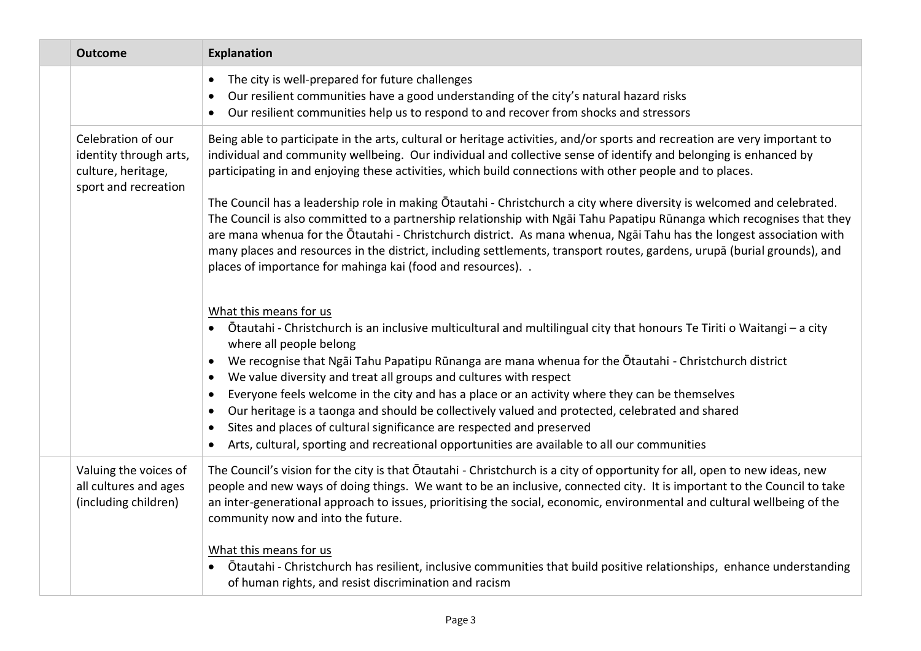| | Outcome | Explanation |
|---|---|---|
| | | • The city is well-prepared for future challenges<br>• Our resilient communities have a good understanding of the city's natural hazard risks<br>• Our resilient communities help us to respond to and recover from shocks and stressors |
| | Celebration of our identity through arts, culture, heritage, sport and recreation | Being able to participate in the arts, cultural or heritage activities, and/or sports and recreation are very important to individual and community wellbeing. Our individual and collective sense of identify and belonging is enhanced by participating in and enjoying these activities, which build connections with other people and to places.<br><br>The Council has a leadership role in making Ōtautahi - Christchurch a city where diversity is welcomed and celebrated. The Council is also committed to a partnership relationship with Ngāi Tahu Papatipu Rūnanga which recognises that they are mana whenua for the Ōtautahi - Christchurch district. As mana whenua, Ngāi Tahu has the longest association with many places and resources in the district, including settlements, transport routes, gardens, urupā (burial grounds), and places of importance for mahinga kai (food and resources). .<br><br><u>What this means for us</u><br>• Ōtautahi - Christchurch is an inclusive multicultural and multilingual city that honours Te Tiriti o Waitangi – a city where all people belong<br>• We recognise that Ngāi Tahu Papatipu Rūnanga are mana whenua for the Ōtautahi - Christchurch district<br>• We value diversity and treat all groups and cultures with respect<br>• Everyone feels welcome in the city and has a place or an activity where they can be themselves<br>• Our heritage is a taonga and should be collectively valued and protected, celebrated and shared<br>• Sites and places of cultural significance are respected and preserved<br>• Arts, cultural, sporting and recreational opportunities are available to all our communities |
| | Valuing the voices of all cultures and ages (including children) | The Council's vision for the city is that Ōtautahi - Christchurch is a city of opportunity for all, open to new ideas, new people and new ways of doing things. We want to be an inclusive, connected city. It is important to the Council to take an inter-generational approach to issues, prioritising the social, economic, environmental and cultural wellbeing of the community now and into the future.<br><br><u>What this means for us</u><br>• Ōtautahi - Christchurch has resilient, inclusive communities that build positive relationships, enhance understanding of human rights, and resist discrimination and racism |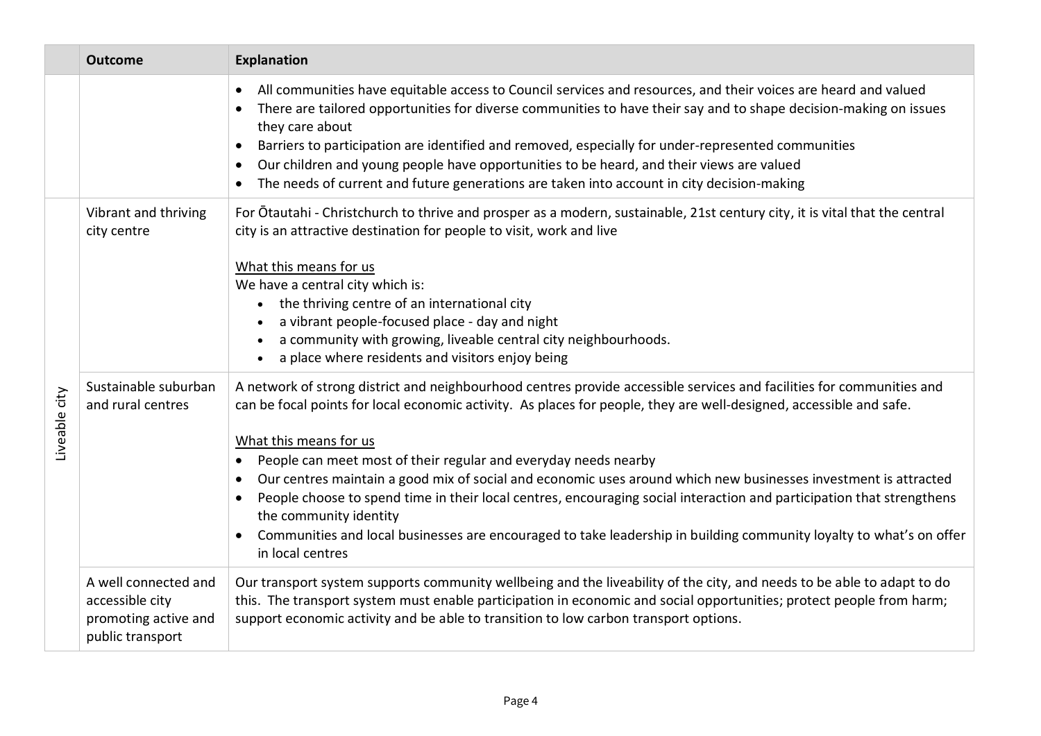| | Outcome | Explanation |
|---|---|---|
| | | • All communities have equitable access to Council services and resources, and their voices are heard and valued<br>• There are tailored opportunities for diverse communities to have their say and to shape decision-making on issues they care about<br>• Barriers to participation are identified and removed, especially for under-represented communities<br>• Our children and young people have opportunities to be heard, and their views are valued<br>• The needs of current and future generations are taken into account in city decision-making |
| Liveable city | Vibrant and thriving city centre | For Ōtautahi - Christchurch to thrive and prosper as a modern, sustainable, 21st century city, it is vital that the central city is an attractive destination for people to visit, work and live<br><br>What this means for us<br>We have a central city which is:<br>• the thriving centre of an international city<br>• a vibrant people-focused place - day and night<br>• a community with growing, liveable central city neighbourhoods.<br>• a place where residents and visitors enjoy being |
| | Sustainable suburban and rural centres | A network of strong district and neighbourhood centres provide accessible services and facilities for communities and can be focal points for local economic activity. As places for people, they are well-designed, accessible and safe.<br><br>What this means for us<br>• People can meet most of their regular and everyday needs nearby<br>• Our centres maintain a good mix of social and economic uses around which new businesses investment is attracted<br>• People choose to spend time in their local centres, encouraging social interaction and participation that strengthens the community identity<br>• Communities and local businesses are encouraged to take leadership in building community loyalty to what's on offer in local centres |
| | A well connected and accessible city promoting active and public transport | Our transport system supports community wellbeing and the liveability of the city, and needs to be able to adapt to do this. The transport system must enable participation in economic and social opportunities; protect people from harm; support economic activity and be able to transition to low carbon transport options. |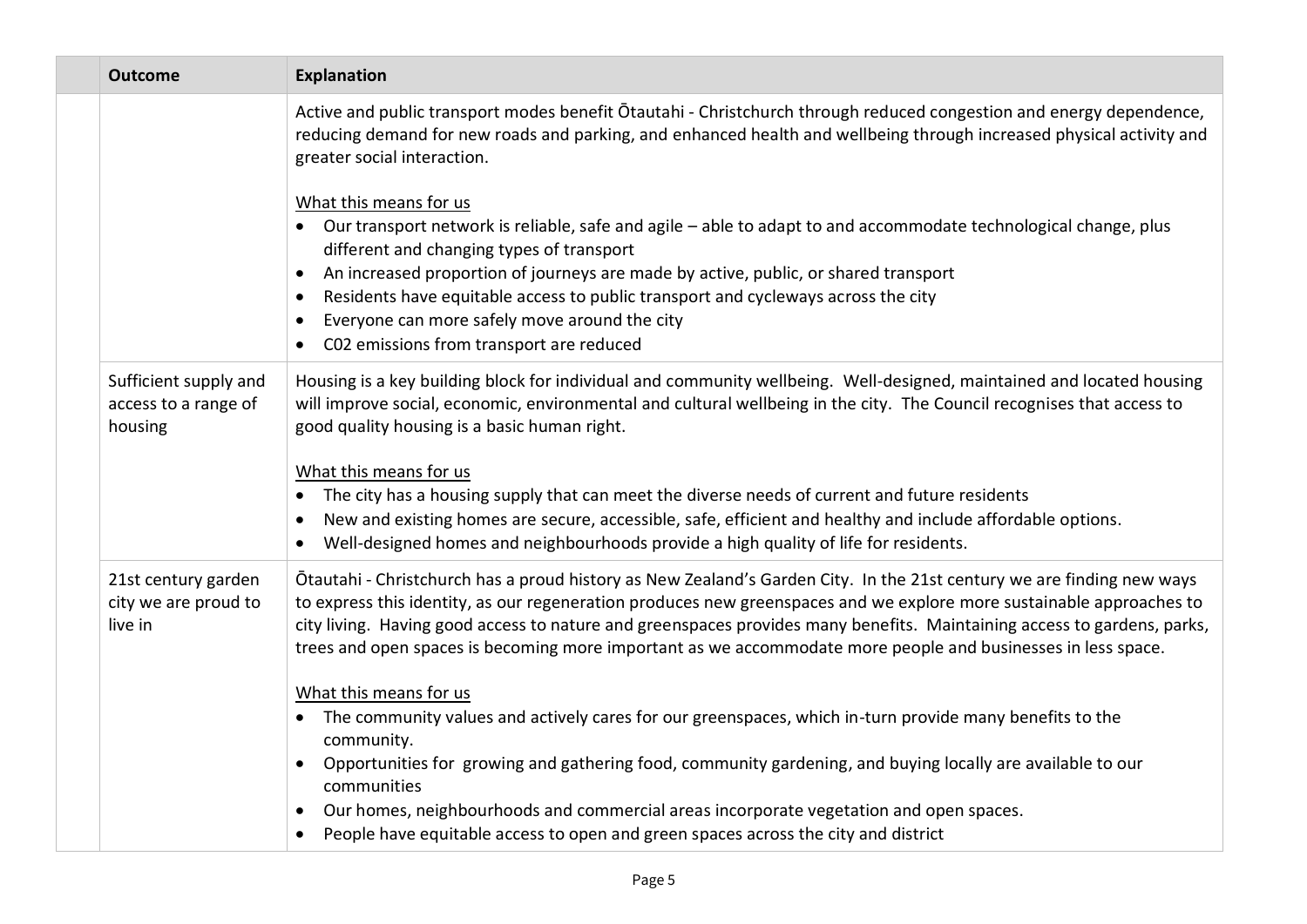| | Outcome | Explanation |
|---|---|---|
| | | Active and public transport modes benefit Ōtautahi - Christchurch through reduced congestion and energy dependence, reducing demand for new roads and parking, and enhanced health and wellbeing through increased physical activity and greater social interaction.<br><br>What this means for us<br>• Our transport network is reliable, safe and agile – able to adapt to and accommodate technological change, plus different and changing types of transport<br>• An increased proportion of journeys are made by active, public, or shared transport<br>• Residents have equitable access to public transport and cycleways across the city<br>• Everyone can more safely move around the city<br>• C02 emissions from transport are reduced |
| | Sufficient supply and access to a range of housing | Housing is a key building block for individual and community wellbeing. Well-designed, maintained and located housing will improve social, economic, environmental and cultural wellbeing in the city. The Council recognises that access to good quality housing is a basic human right.<br><br>What this means for us<br>• The city has a housing supply that can meet the diverse needs of current and future residents<br>• New and existing homes are secure, accessible, safe, efficient and healthy and include affordable options.<br>• Well-designed homes and neighbourhoods provide a high quality of life for residents. |
| | 21st century garden city we are proud to live in | Ōtautahi - Christchurch has a proud history as New Zealand's Garden City. In the 21st century we are finding new ways to express this identity, as our regeneration produces new greenspaces and we explore more sustainable approaches to city living. Having good access to nature and greenspaces provides many benefits. Maintaining access to gardens, parks, trees and open spaces is becoming more important as we accommodate more people and businesses in less space.<br><br>What this means for us<br>• The community values and actively cares for our greenspaces, which in-turn provide many benefits to the community.<br>• Opportunities for growing and gathering food, community gardening, and buying locally are available to our communities<br>• Our homes, neighbourhoods and commercial areas incorporate vegetation and open spaces.<br>• People have equitable access to open and green spaces across the city and district |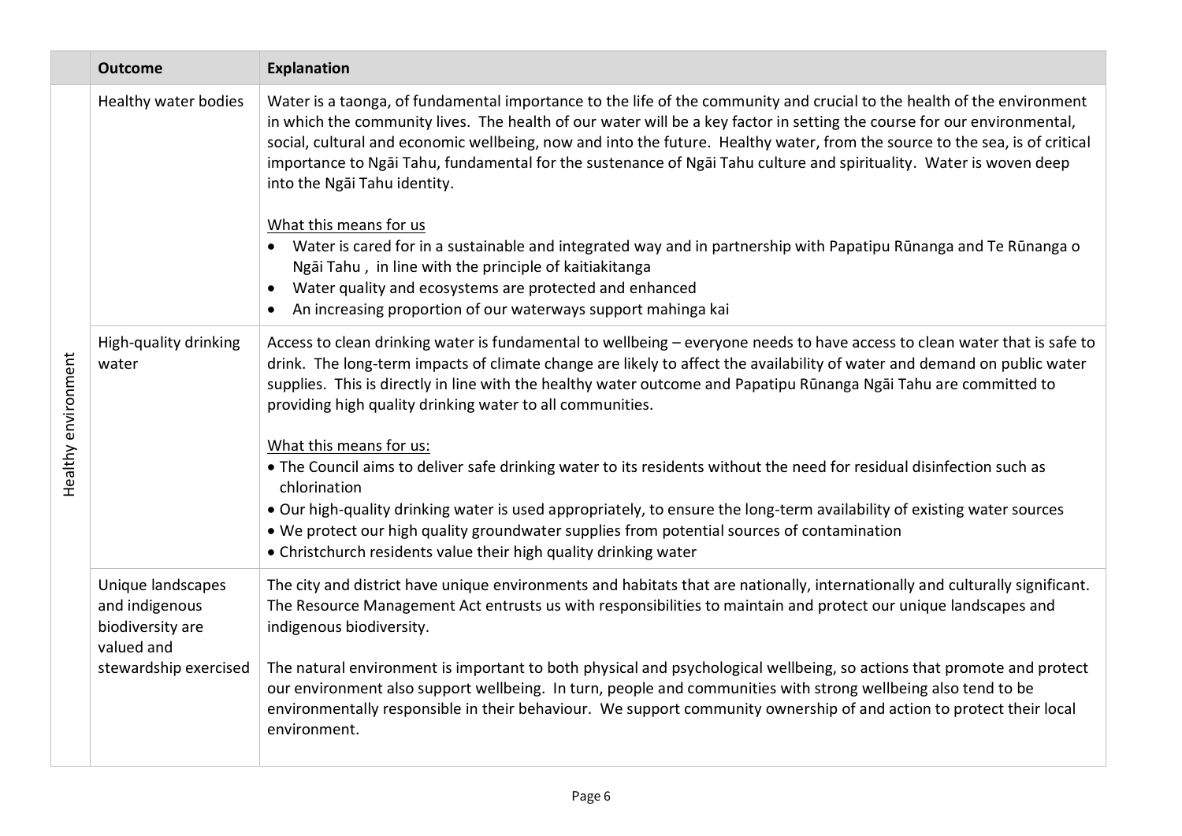| | Outcome | Explanation |
|---|---|---|
| Healthy environment | Healthy water bodies | Water is a taonga, of fundamental importance to the life of the community and crucial to the health of the environment in which the community lives. The health of our water will be a key factor in setting the course for our environmental, social, cultural and economic wellbeing, now and into the future. Healthy water, from the source to the sea, is of critical importance to Ngāi Tahu, fundamental for the sustenance of Ngāi Tahu culture and spirituality. Water is woven deep into the Ngāi Tahu identity.<br><br><u>What this means for us</u><br>• Water is cared for in a sustainable and integrated way and in partnership with Papatipu Rūnanga and Te Rūnanga o Ngāi Tahu , in line with the principle of kaitiakitanga<br>• Water quality and ecosystems are protected and enhanced<br>• An increasing proportion of our waterways support mahinga kai |
| | High-quality drinking water | Access to clean drinking water is fundamental to wellbeing – everyone needs to have access to clean water that is safe to drink. The long-term impacts of climate change are likely to affect the availability of water and demand on public water supplies. This is directly in line with the healthy water outcome and Papatipu Rūnanga Ngāi Tahu are committed to providing high quality drinking water to all communities.<br><br><u>What this means for us:</u><br>• The Council aims to deliver safe drinking water to its residents without the need for residual disinfection such as chlorination<br>• Our high-quality drinking water is used appropriately, to ensure the long-term availability of existing water sources<br>• We protect our high quality groundwater supplies from potential sources of contamination<br>• Christchurch residents value their high quality drinking water |
| | Unique landscapes and indigenous biodiversity are valued and stewardship exercised | The city and district have unique environments and habitats that are nationally, internationally and culturally significant. The Resource Management Act entrusts us with responsibilities to maintain and protect our unique landscapes and indigenous biodiversity.<br><br>The natural environment is important to both physical and psychological wellbeing, so actions that promote and protect our environment also support wellbeing. In turn, people and communities with strong wellbeing also tend to be environmentally responsible in their behaviour. We support community ownership of and action to protect their local environment. |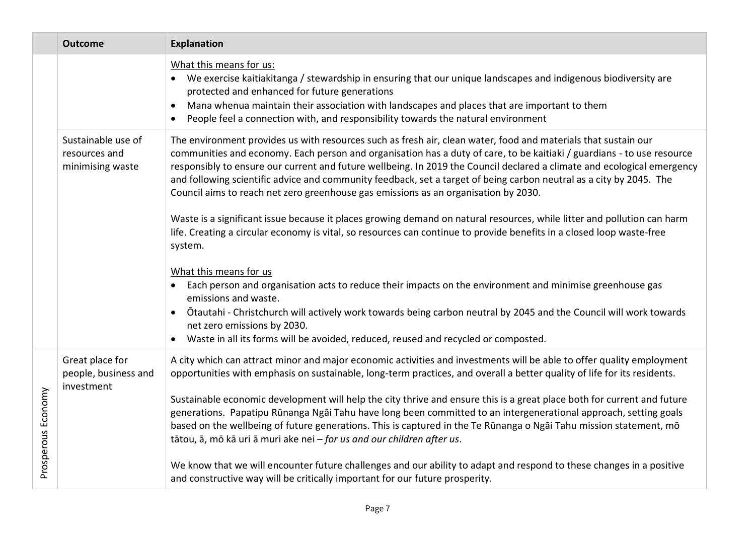| | Outcome | Explanation |
|---|---|---|
| | | What this means for us:<br>• We exercise kaitiakitanga / stewardship in ensuring that our unique landscapes and indigenous biodiversity are protected and enhanced for future generations<br>• Mana whenua maintain their association with landscapes and places that are important to them<br>• People feel a connection with, and responsibility towards the natural environment |
| | Sustainable use of resources and minimising waste | The environment provides us with resources such as fresh air, clean water, food and materials that sustain our communities and economy. Each person and organisation has a duty of care, to be kaitiaki / guardians - to use resource responsibly to ensure our current and future wellbeing. In 2019 the Council declared a climate and ecological emergency and following scientific advice and community feedback, set a target of being carbon neutral as a city by 2045. The Council aims to reach net zero greenhouse gas emissions as an organisation by 2030.<br><br>Waste is a significant issue because it places growing demand on natural resources, while litter and pollution can harm life. Creating a circular economy is vital, so resources can continue to provide benefits in a closed loop waste-free system.<br><br>What this means for us<br>• Each person and organisation acts to reduce their impacts on the environment and minimise greenhouse gas emissions and waste.<br>• Ōtautahi - Christchurch will actively work towards being carbon neutral by 2045 and the Council will work towards net zero emissions by 2030.<br>• Waste in all its forms will be avoided, reduced, reused and recycled or composted. |
| Prosperous Economy | Great place for people, business and investment | A city which can attract minor and major economic activities and investments will be able to offer quality employment opportunities with emphasis on sustainable, long-term practices, and overall a better quality of life for its residents.<br><br>Sustainable economic development will help the city thrive and ensure this is a great place both for current and future generations. Papatipu Rūnanga Ngāi Tahu have long been committed to an intergenerational approach, setting goals based on the wellbeing of future generations. This is captured in the Te Rūnanga o Ngāi Tahu mission statement, mō tātou, ā, mō kā uri ā muri ake nei – *for us and our children after us*.<br><br>We know that we will encounter future challenges and our ability to adapt and respond to these changes in a positive and constructive way will be critically important for our future prosperity. |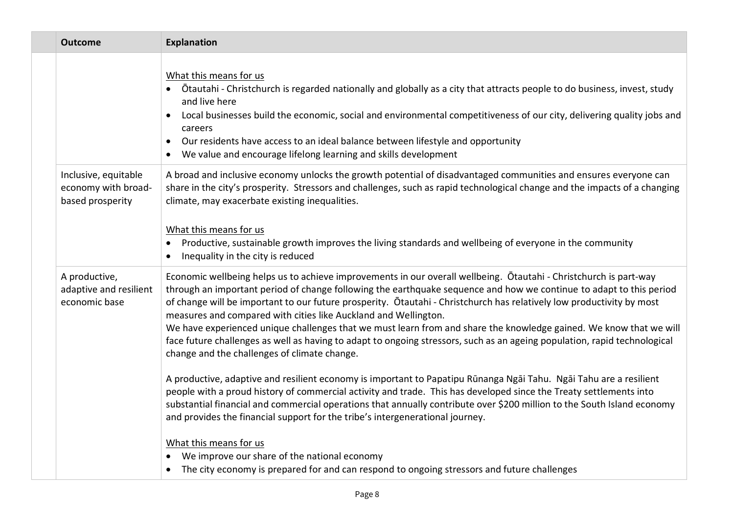| | Outcome | Explanation |
|---|---|---|
| | | What this means for us<br>• Ōtautahi - Christchurch is regarded nationally and globally as a city that attracts people to do business, invest, study and live here<br>• Local businesses build the economic, social and environmental competitiveness of our city, delivering quality jobs and careers<br>• Our residents have access to an ideal balance between lifestyle and opportunity<br>• We value and encourage lifelong learning and skills development |
| | Inclusive, equitable economy with broad-based prosperity | A broad and inclusive economy unlocks the growth potential of disadvantaged communities and ensures everyone can share in the city's prosperity. Stressors and challenges, such as rapid technological change and the impacts of a changing climate, may exacerbate existing inequalities.<br><br>What this means for us<br>• Productive, sustainable growth improves the living standards and wellbeing of everyone in the community<br>• Inequality in the city is reduced |
| | A productive, adaptive and resilient economic base | Economic wellbeing helps us to achieve improvements in our overall wellbeing. Ōtautahi - Christchurch is part-way through an important period of change following the earthquake sequence and how we continue to adapt to this period of change will be important to our future prosperity. Ōtautahi - Christchurch has relatively low productivity by most measures and compared with cities like Auckland and Wellington.<br>We have experienced unique challenges that we must learn from and share the knowledge gained. We know that we will face future challenges as well as having to adapt to ongoing stressors, such as an ageing population, rapid technological change and the challenges of climate change.<br><br>A productive, adaptive and resilient economy is important to Papatipu Rūnanga Ngāi Tahu. Ngāi Tahu are a resilient people with a proud history of commercial activity and trade. This has developed since the Treaty settlements into substantial financial and commercial operations that annually contribute over $200 million to the South Island economy and provides the financial support for the tribe's intergenerational journey.<br><br>What this means for us<br>• We improve our share of the national economy<br>• The city economy is prepared for and can respond to ongoing stressors and future challenges |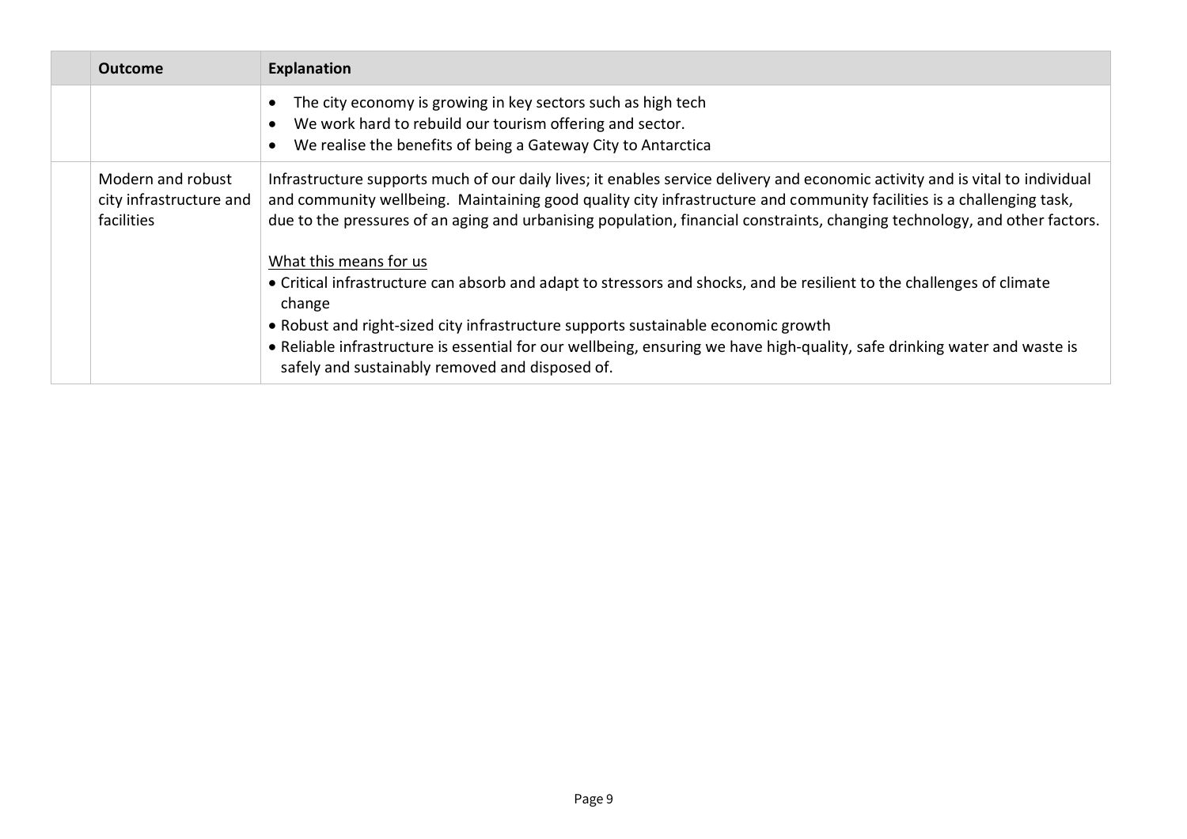| | Outcome | Explanation |
|---|---|---|
| | | • The city economy is growing in key sectors such as high tech<br>• We work hard to rebuild our tourism offering and sector.<br>• We realise the benefits of being a Gateway City to Antarctica |
| | Modern and robust city infrastructure and facilities | Infrastructure supports much of our daily lives; it enables service delivery and economic activity and is vital to individual and community wellbeing. Maintaining good quality city infrastructure and community facilities is a challenging task, due to the pressures of an aging and urbanising population, financial constraints, changing technology, and other factors.<br><br>What this means for us<br>• Critical infrastructure can absorb and adapt to stressors and shocks, and be resilient to the challenges of climate change<br>• Robust and right-sized city infrastructure supports sustainable economic growth<br>• Reliable infrastructure is essential for our wellbeing, ensuring we have high-quality, safe drinking water and waste is safely and sustainably removed and disposed of. |